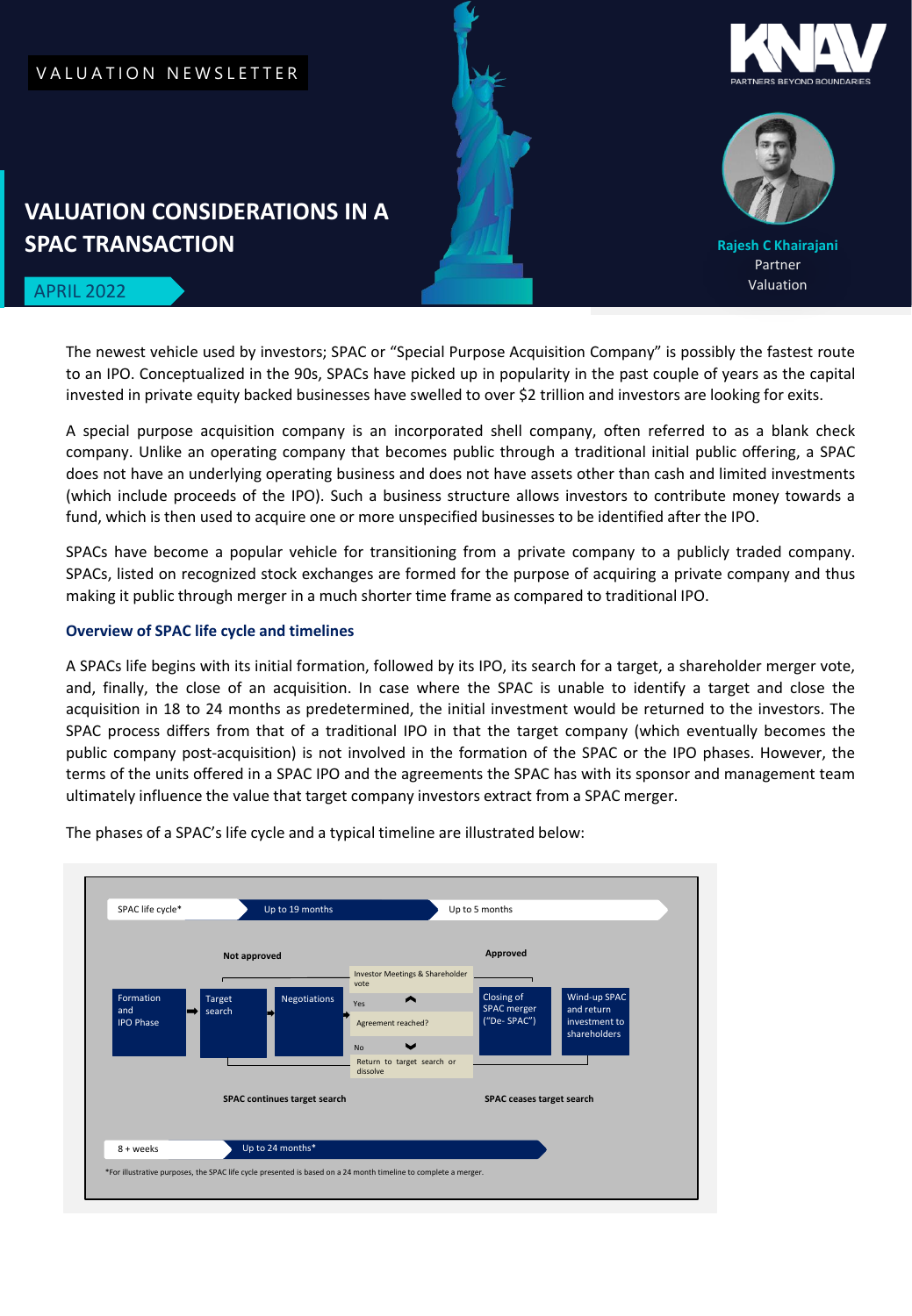VALUATION NEWSLETTER

# VALUATION CONSIDERATIONS IN A SPAC TRANSACTION

APRIL 2022

**Rajesh C Khairajani**
Partner
Valuation

The newest vehicle used by investors; SPAC or "Special Purpose Acquisition Company" is possibly the fastest route to an IPO. Conceptualized in the 90s, SPACs have picked up in popularity in the past couple of years as the capital invested in private equity backed businesses have swelled to over $2 trillion and investors are looking for exits.

A special purpose acquisition company is an incorporated shell company, often referred to as a blank check company. Unlike an operating company that becomes public through a traditional initial public offering, a SPAC does not have an underlying operating business and does not have assets other than cash and limited investments (which include proceeds of the IPO). Such a business structure allows investors to contribute money towards a fund, which is then used to acquire one or more unspecified businesses to be identified after the IPO.

SPACs have become a popular vehicle for transitioning from a private company to a publicly traded company. SPACs, listed on recognized stock exchanges are formed for the purpose of acquiring a private company and thus making it public through merger in a much shorter time frame as compared to traditional IPO.

### Overview of SPAC life cycle and timelines

A SPACs life begins with its initial formation, followed by its IPO, its search for a target, a shareholder merger vote, and, finally, the close of an acquisition. In case where the SPAC is unable to identify a target and close the acquisition in 18 to 24 months as predetermined, the initial investment would be returned to the investors. The SPAC process differs from that of a traditional IPO in that the target company (which eventually becomes the public company post-acquisition) is not involved in the formation of the SPAC or the IPO phases. However, the terms of the units offered in a SPAC IPO and the agreements the SPAC has with its sponsor and management team ultimately influence the value that target company investors extract from a SPAC merger.

The phases of a SPAC's life cycle and a typical timeline are illustrated below:

SPAC life cycle* → Up to 19 months → Up to 5 months

Not approved | Approved

Formation and IPO Phase → Target search → Negotiations → Investor Meetings & Shareholder vote → Agreement reached?
- Yes → Closing of SPAC merger ("De- SPAC")
- No → Return to target search or dissolve → Wind-up SPAC and return investment to shareholders

SPAC continues target search | SPAC ceases target search

8 + weeks → Up to 24 months*

*For illustrative purposes, the SPAC life cycle presented is based on a 24 month timeline to complete a merger.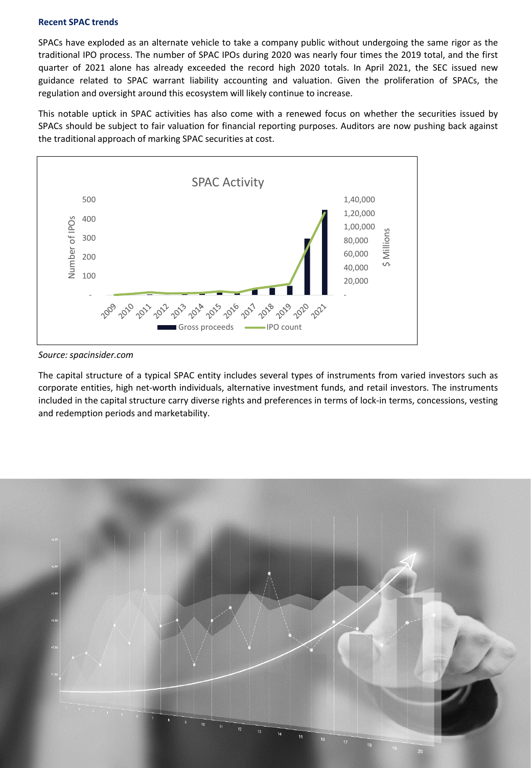### Recent SPAC trends

SPACs have exploded as an alternate vehicle to take a company public without undergoing the same rigor as the traditional IPO process. The number of SPAC IPOs during 2020 was nearly four times the 2019 total, and the first quarter of 2021 alone has already exceeded the record high 2020 totals. In April 2021, the SEC issued new guidance related to SPAC warrant liability accounting and valuation. Given the proliferation of SPACs, the regulation and oversight around this ecosystem will likely continue to increase.

This notable uptick in SPAC activities has also come with a renewed focus on whether the securities issued by SPACs should be subject to fair valuation for financial reporting purposes. Auditors are now pushing back against the traditional approach of marking SPAC securities at cost.

*Source: spacinsider.com*

The capital structure of a typical SPAC entity includes several types of instruments from varied investors such as corporate entities, high net-worth individuals, alternative investment funds, and retail investors. The instruments included in the capital structure carry diverse rights and preferences in terms of lock-in terms, concessions, vesting and redemption periods and marketability.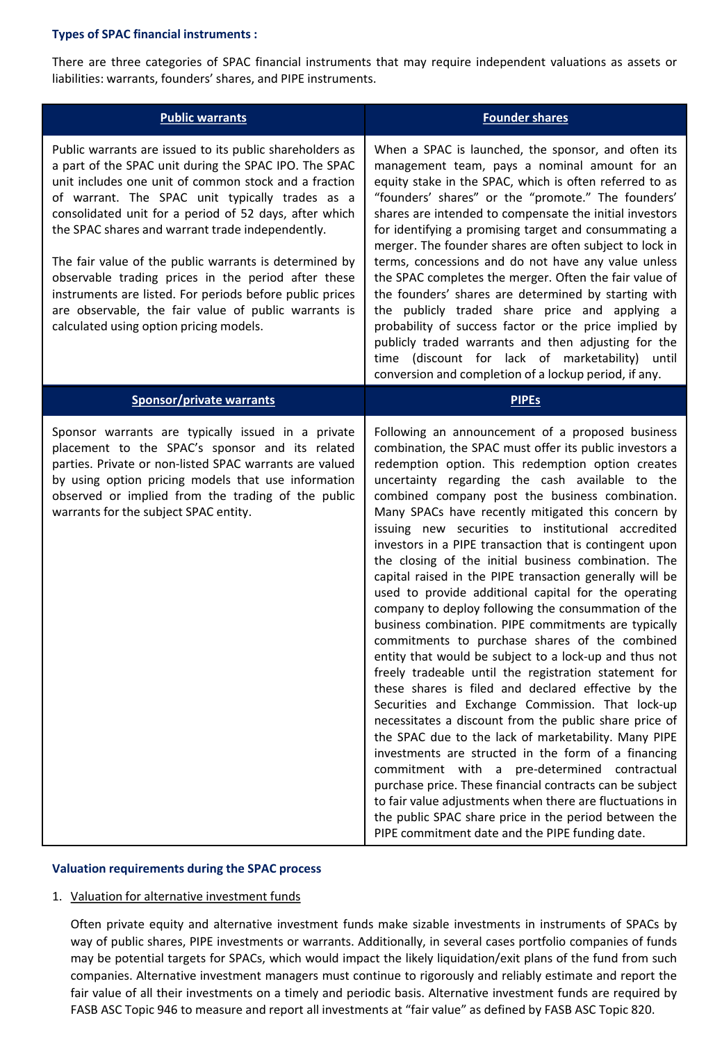**Types of SPAC financial instruments :**

There are three categories of SPAC financial instruments that may require independent valuations as assets or liabilities: warrants, founders' shares, and PIPE instruments.

| **Public warrants** | **Founder shares** |
| --- | --- |
| Public warrants are issued to its public shareholders as a part of the SPAC unit during the SPAC IPO. The SPAC unit includes one unit of common stock and a fraction of warrant. The SPAC unit typically trades as a consolidated unit for a period of 52 days, after which the SPAC shares and warrant trade independently.<br><br>The fair value of the public warrants is determined by observable trading prices in the period after these instruments are listed. For periods before public prices are observable, the fair value of public warrants is calculated using option pricing models. | When a SPAC is launched, the sponsor, and often its management team, pays a nominal amount for an equity stake in the SPAC, which is often referred to as "founders' shares" or the "promote." The founders' shares are intended to compensate the initial investors for identifying a promising target and consummating a merger. The founder shares are often subject to lock in terms, concessions and do not have any value unless the SPAC completes the merger. Often the fair value of the founders' shares are determined by starting with the publicly traded share price and applying a probability of success factor or the price implied by publicly traded warrants and then adjusting for the time (discount for lack of marketability) until conversion and completion of a lockup period, if any. |
| **Sponsor/private warrants** | **PIPEs** |
| Sponsor warrants are typically issued in a private placement to the SPAC's sponsor and its related parties. Private or non-listed SPAC warrants are valued by using option pricing models that use information observed or implied from the trading of the public warrants for the subject SPAC entity. | Following an announcement of a proposed business combination, the SPAC must offer its public investors a redemption option. This redemption option creates uncertainty regarding the cash available to the combined company post the business combination. Many SPACs have recently mitigated this concern by issuing new securities to institutional accredited investors in a PIPE transaction that is contingent upon the closing of the initial business combination. The capital raised in the PIPE transaction generally will be used to provide additional capital for the operating company to deploy following the consummation of the business combination. PIPE commitments are typically commitments to purchase shares of the combined entity that would be subject to a lock-up and thus not freely tradeable until the registration statement for these shares is filed and declared effective by the Securities and Exchange Commission. That lock-up necessitates a discount from the public share price of the SPAC due to the lack of marketability. Many PIPE investments are structed in the form of a financing commitment with a pre-determined contractual purchase price. These financial contracts can be subject to fair value adjustments when there are fluctuations in the public SPAC share price in the period between the PIPE commitment date and the PIPE funding date. |

**Valuation requirements during the SPAC process**

1. Valuation for alternative investment funds

   Often private equity and alternative investment funds make sizable investments in instruments of SPACs by way of public shares, PIPE investments or warrants. Additionally, in several cases portfolio companies of funds may be potential targets for SPACs, which would impact the likely liquidation/exit plans of the fund from such companies. Alternative investment managers must continue to rigorously and reliably estimate and report the fair value of all their investments on a timely and periodic basis. Alternative investment funds are required by FASB ASC Topic 946 to measure and report all investments at "fair value" as defined by FASB ASC Topic 820.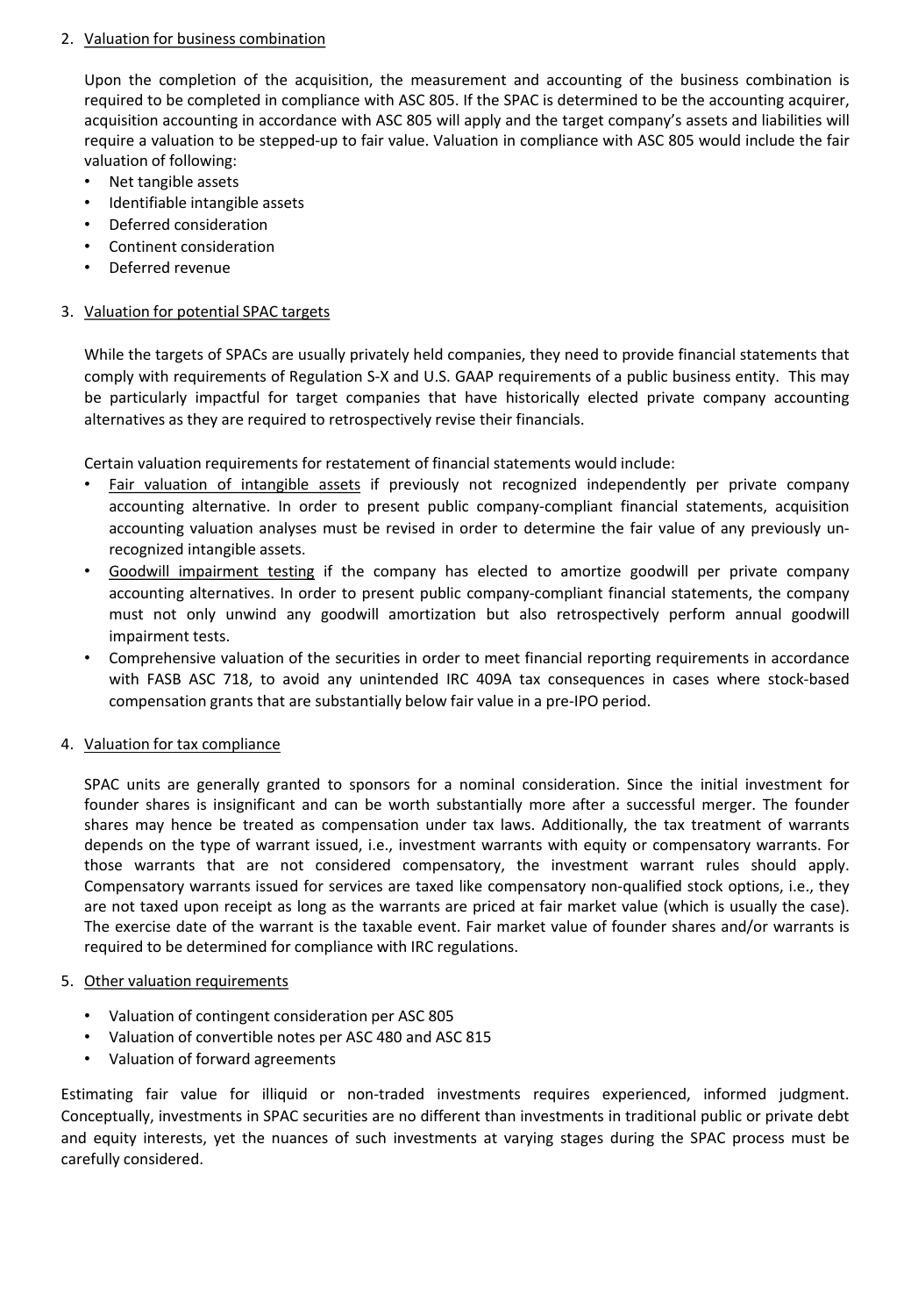2. Valuation for business combination

   Upon the completion of the acquisition, the measurement and accounting of the business combination is required to be completed in compliance with ASC 805. If the SPAC is determined to be the accounting acquirer, acquisition accounting in accordance with ASC 805 will apply and the target company's assets and liabilities will require a valuation to be stepped-up to fair value. Valuation in compliance with ASC 805 would include the fair valuation of following:

   - Net tangible assets
   - Identifiable intangible assets
   - Deferred consideration
   - Continent consideration
   - Deferred revenue

3. Valuation for potential SPAC targets

   While the targets of SPACs are usually privately held companies, they need to provide financial statements that comply with requirements of Regulation S-X and U.S. GAAP requirements of a public business entity. This may be particularly impactful for target companies that have historically elected private company accounting alternatives as they are required to retrospectively revise their financials.

   Certain valuation requirements for restatement of financial statements would include:

   - Fair valuation of intangible assets if previously not recognized independently per private company accounting alternative. In order to present public company-compliant financial statements, acquisition accounting valuation analyses must be revised in order to determine the fair value of any previously un-recognized intangible assets.
   - Goodwill impairment testing if the company has elected to amortize goodwill per private company accounting alternatives. In order to present public company-compliant financial statements, the company must not only unwind any goodwill amortization but also retrospectively perform annual goodwill impairment tests.
   - Comprehensive valuation of the securities in order to meet financial reporting requirements in accordance with FASB ASC 718, to avoid any unintended IRC 409A tax consequences in cases where stock-based compensation grants that are substantially below fair value in a pre-IPO period.

4. Valuation for tax compliance

   SPAC units are generally granted to sponsors for a nominal consideration. Since the initial investment for founder shares is insignificant and can be worth substantially more after a successful merger. The founder shares may hence be treated as compensation under tax laws. Additionally, the tax treatment of warrants depends on the type of warrant issued, i.e., investment warrants with equity or compensatory warrants. For those warrants that are not considered compensatory, the investment warrant rules should apply. Compensatory warrants issued for services are taxed like compensatory non-qualified stock options, i.e., they are not taxed upon receipt as long as the warrants are priced at fair market value (which is usually the case). The exercise date of the warrant is the taxable event. Fair market value of founder shares and/or warrants is required to be determined for compliance with IRC regulations.

5. Other valuation requirements

   - Valuation of contingent consideration per ASC 805
   - Valuation of convertible notes per ASC 480 and ASC 815
   - Valuation of forward agreements

Estimating fair value for illiquid or non-traded investments requires experienced, informed judgment. Conceptually, investments in SPAC securities are no different than investments in traditional public or private debt and equity interests, yet the nuances of such investments at varying stages during the SPAC process must be carefully considered.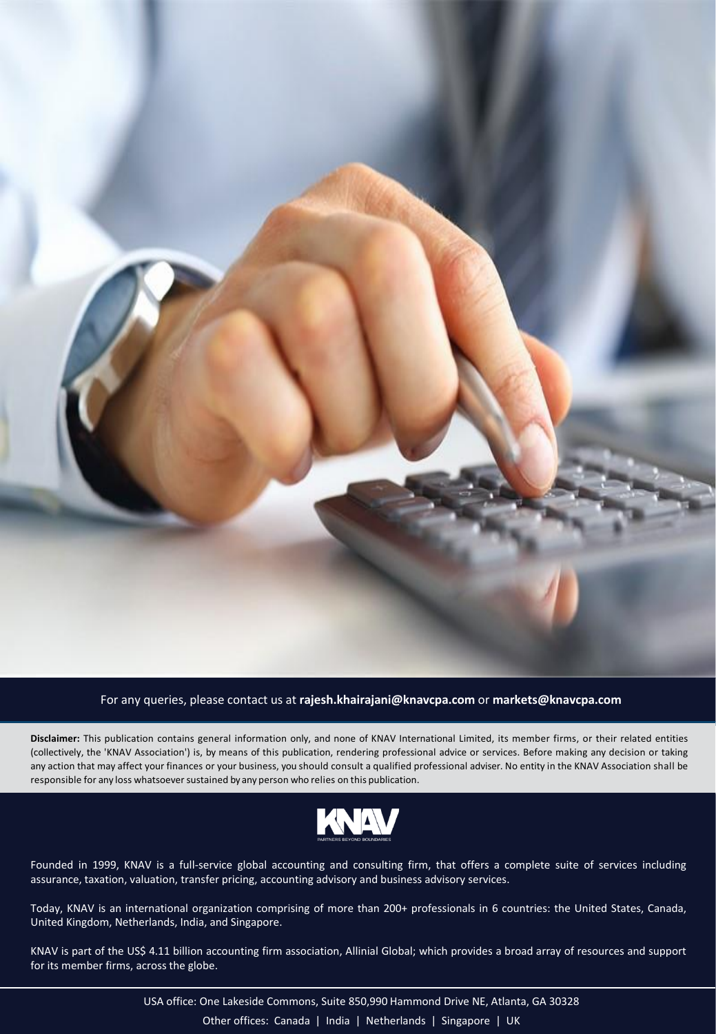For any queries, please contact us at **rajesh.khairajani@knavcpa.com** or **markets@knavcpa.com**

**Disclaimer:** This publication contains general information only, and none of KNAV International Limited, its member firms, or their related entities (collectively, the 'KNAV Association') is, by means of this publication, rendering professional advice or services. Before making any decision or taking any action that may affect your finances or your business, you should consult a qualified professional adviser. No entity in the KNAV Association shall be responsible for any loss whatsoever sustained by any person who relies on this publication.

KNAV

PARTNERS BEYOND BOUNDARIES

Founded in 1999, KNAV is a full-service global accounting and consulting firm, that offers a complete suite of services including assurance, taxation, valuation, transfer pricing, accounting advisory and business advisory services.

Today, KNAV is an international organization comprising of more than 200+ professionals in 6 countries: the United States, Canada, United Kingdom, Netherlands, India, and Singapore.

KNAV is part of the US$ 4.11 billion accounting firm association, Allinial Global; which provides a broad array of resources and support for its member firms, across the globe.

USA office: One Lakeside Commons, Suite 850,990 Hammond Drive NE, Atlanta, GA 30328

Other offices: Canada | India | Netherlands | Singapore | UK